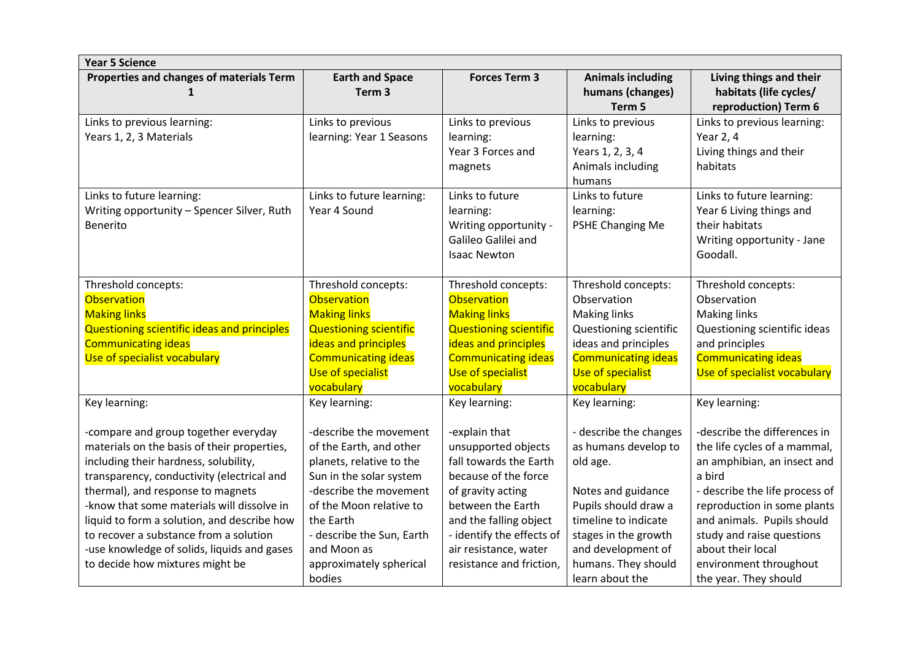| Year 5 Science | | | | |
|---|---|---|---|---|
| **Properties and changes of materials Term 1** | **Earth and Space Term 3** | **Forces Term 3** | **Animals including humans (changes) Term 5** | **Living things and their habitats (life cycles/ reproduction) Term 6** |
| Links to previous learning:<br>Years 1, 2, 3 Materials | Links to previous learning: Year 1 Seasons | Links to previous learning:<br>Year 3 Forces and magnets | Links to previous learning:<br>Years 1, 2, 3, 4 Animals including humans | Links to previous learning:<br>Year 2, 4<br>Living things and their habitats |
| Links to future learning:<br>Writing opportunity – Spencer Silver, Ruth Benerito | Links to future learning:<br>Year 4 Sound | Links to future learning:<br>Writing opportunity - Galileo Galilei and Isaac Newton | Links to future learning:<br>PSHE Changing Me | Links to future learning:<br>Year 6 Living things and their habitats<br>Writing opportunity - Jane Goodall. |
| Threshold concepts:<br>Observation<br>Making links<br>Questioning scientific ideas and principles<br>Communicating ideas<br>Use of specialist vocabulary | Threshold concepts:<br>Observation<br>Making links<br>Questioning scientific ideas and principles<br>Communicating ideas<br>Use of specialist vocabulary | Threshold concepts:<br>Observation<br>Making links<br>Questioning scientific ideas and principles<br>Communicating ideas<br>Use of specialist vocabulary | Threshold concepts:<br>Observation<br>Making links<br>Questioning scientific ideas and principles<br>Communicating ideas<br>Use of specialist vocabulary | Threshold concepts:<br>Observation<br>Making links<br>Questioning scientific ideas and principles<br>Communicating ideas<br>Use of specialist vocabulary |
| Key learning:<br><br>-compare and group together everyday materials on the basis of their properties, including their hardness, solubility, transparency, conductivity (electrical and thermal), and response to magnets<br>-know that some materials will dissolve in liquid to form a solution, and describe how to recover a substance from a solution<br>-use knowledge of solids, liquids and gases to decide how mixtures might be | Key learning:<br><br>-describe the movement of the Earth, and other planets, relative to the Sun in the solar system<br>-describe the movement of the Moon relative to the Earth<br>- describe the Sun, Earth and Moon as approximately spherical bodies | Key learning:<br><br>-explain that unsupported objects fall towards the Earth because of the force of gravity acting between the Earth and the falling object<br>- identify the effects of air resistance, water resistance and friction, | Key learning:<br><br>- describe the changes as humans develop to old age.<br><br>Notes and guidance<br>Pupils should draw a timeline to indicate stages in the growth and development of humans. They should learn about the | Key learning:<br><br>-describe the differences in the life cycles of a mammal, an amphibian, an insect and a bird<br>- describe the life process of reproduction in some plants and animals. Pupils should study and raise questions about their local environment throughout the year. They should |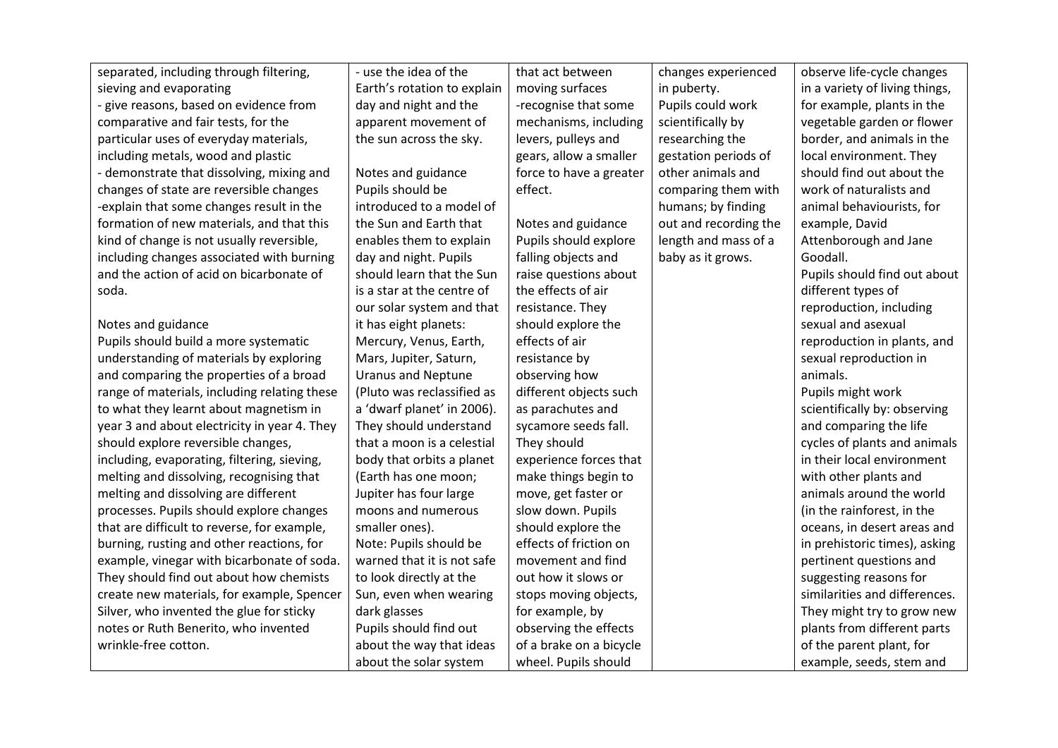| | | | | |
|---|---|---|---|---|
| separated, including through filtering, sieving and evaporating<br>- give reasons, based on evidence from comparative and fair tests, for the particular uses of everyday materials, including metals, wood and plastic<br>- demonstrate that dissolving, mixing and changes of state are reversible changes<br>-explain that some changes result in the formation of new materials, and that this kind of change is not usually reversible, including changes associated with burning and the action of acid on bicarbonate of soda.<br><br>Notes and guidance<br>Pupils should build a more systematic understanding of materials by exploring and comparing the properties of a broad range of materials, including relating these to what they learnt about magnetism in year 3 and about electricity in year 4. They should explore reversible changes, including, evaporating, filtering, sieving, melting and dissolving, recognising that melting and dissolving are different processes. Pupils should explore changes that are difficult to reverse, for example, burning, rusting and other reactions, for example, vinegar with bicarbonate of soda. They should find out about how chemists create new materials, for example, Spencer Silver, who invented the glue for sticky notes or Ruth Benerito, who invented wrinkle-free cotton. | - use the idea of the Earth's rotation to explain day and night and the apparent movement of the sun across the sky.<br><br>Notes and guidance<br>Pupils should be introduced to a model of the Sun and Earth that enables them to explain day and night. Pupils should learn that the Sun is a star at the centre of our solar system and that it has eight planets: Mercury, Venus, Earth, Mars, Jupiter, Saturn, Uranus and Neptune (Pluto was reclassified as a 'dwarf planet' in 2006). They should understand that a moon is a celestial body that orbits a planet (Earth has one moon; Jupiter has four large moons and numerous smaller ones).<br>Note: Pupils should be warned that it is not safe to look directly at the Sun, even when wearing dark glasses<br>Pupils should find out about the way that ideas about the solar system | that act between moving surfaces<br>-recognise that some mechanisms, including levers, pulleys and gears, allow a smaller force to have a greater effect.<br><br>Notes and guidance<br>Pupils should explore falling objects and raise questions about the effects of air resistance. They should explore the effects of air resistance by observing how different objects such as parachutes and sycamore seeds fall. They should experience forces that make things begin to move, get faster or slow down. Pupils should explore the effects of friction on movement and find out how it slows or stops moving objects, for example, by observing the effects of a brake on a bicycle wheel. Pupils should | changes experienced in puberty.<br>Pupils could work scientifically by researching the gestation periods of other animals and comparing them with humans; by finding out and recording the length and mass of a baby as it grows. | observe life-cycle changes in a variety of living things, for example, plants in the vegetable garden or flower border, and animals in the local environment. They should find out about the work of naturalists and animal behaviourists, for example, David Attenborough and Jane Goodall.<br>Pupils should find out about different types of reproduction, including sexual and asexual reproduction in plants, and sexual reproduction in animals.<br>Pupils might work scientifically by: observing and comparing the life cycles of plants and animals in their local environment with other plants and animals around the world (in the rainforest, in the oceans, in desert areas and in prehistoric times), asking pertinent questions and suggesting reasons for similarities and differences. They might try to grow new plants from different parts of the parent plant, for example, seeds, stem and |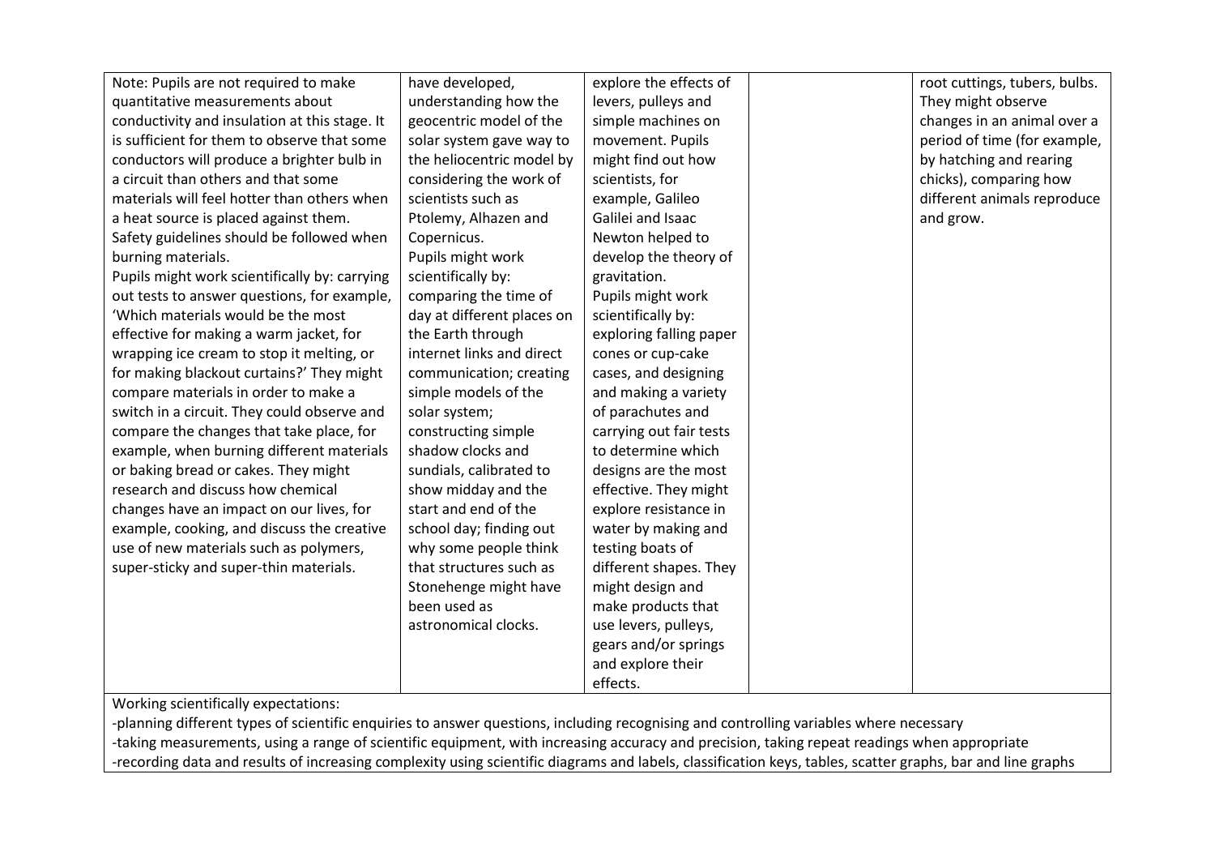| | | | | |
|---|---|---|---|---|
| Note: Pupils are not required to make quantitative measurements about conductivity and insulation at this stage. It is sufficient for them to observe that some conductors will produce a brighter bulb in a circuit than others and that some materials will feel hotter than others when a heat source is placed against them. Safety guidelines should be followed when burning materials.<br>Pupils might work scientifically by: carrying out tests to answer questions, for example, 'Which materials would be the most effective for making a warm jacket, for wrapping ice cream to stop it melting, or for making blackout curtains?' They might compare materials in order to make a switch in a circuit. They could observe and compare the changes that take place, for example, when burning different materials or baking bread or cakes. They might research and discuss how chemical changes have an impact on our lives, for example, cooking, and discuss the creative use of new materials such as polymers, super-sticky and super-thin materials. | have developed, understanding how the geocentric model of the solar system gave way to the heliocentric model by considering the work of scientists such as Ptolemy, Alhazen and Copernicus.<br>Pupils might work scientifically by: comparing the time of day at different places on the Earth through internet links and direct communication; creating simple models of the solar system; constructing simple shadow clocks and sundials, calibrated to show midday and the start and end of the school day; finding out why some people think that structures such as Stonehenge might have been used as astronomical clocks. | explore the effects of levers, pulleys and simple machines on movement. Pupils might find out how scientists, for example, Galileo Galilei and Isaac Newton helped to develop the theory of gravitation.<br>Pupils might work scientifically by: exploring falling paper cones or cup-cake cases, and designing and making a variety of parachutes and carrying out fair tests to determine which designs are the most effective. They might explore resistance in water by making and testing boats of different shapes. They might design and make products that use levers, pulleys, gears and/or springs and explore their effects. | | root cuttings, tubers, bulbs. They might observe changes in an animal over a period of time (for example, by hatching and rearing chicks), comparing how different animals reproduce and grow. |

Working scientifically expectations:

-planning different types of scientific enquiries to answer questions, including recognising and controlling variables where necessary

-taking measurements, using a range of scientific equipment, with increasing accuracy and precision, taking repeat readings when appropriate

-recording data and results of increasing complexity using scientific diagrams and labels, classification keys, tables, scatter graphs, bar and line graphs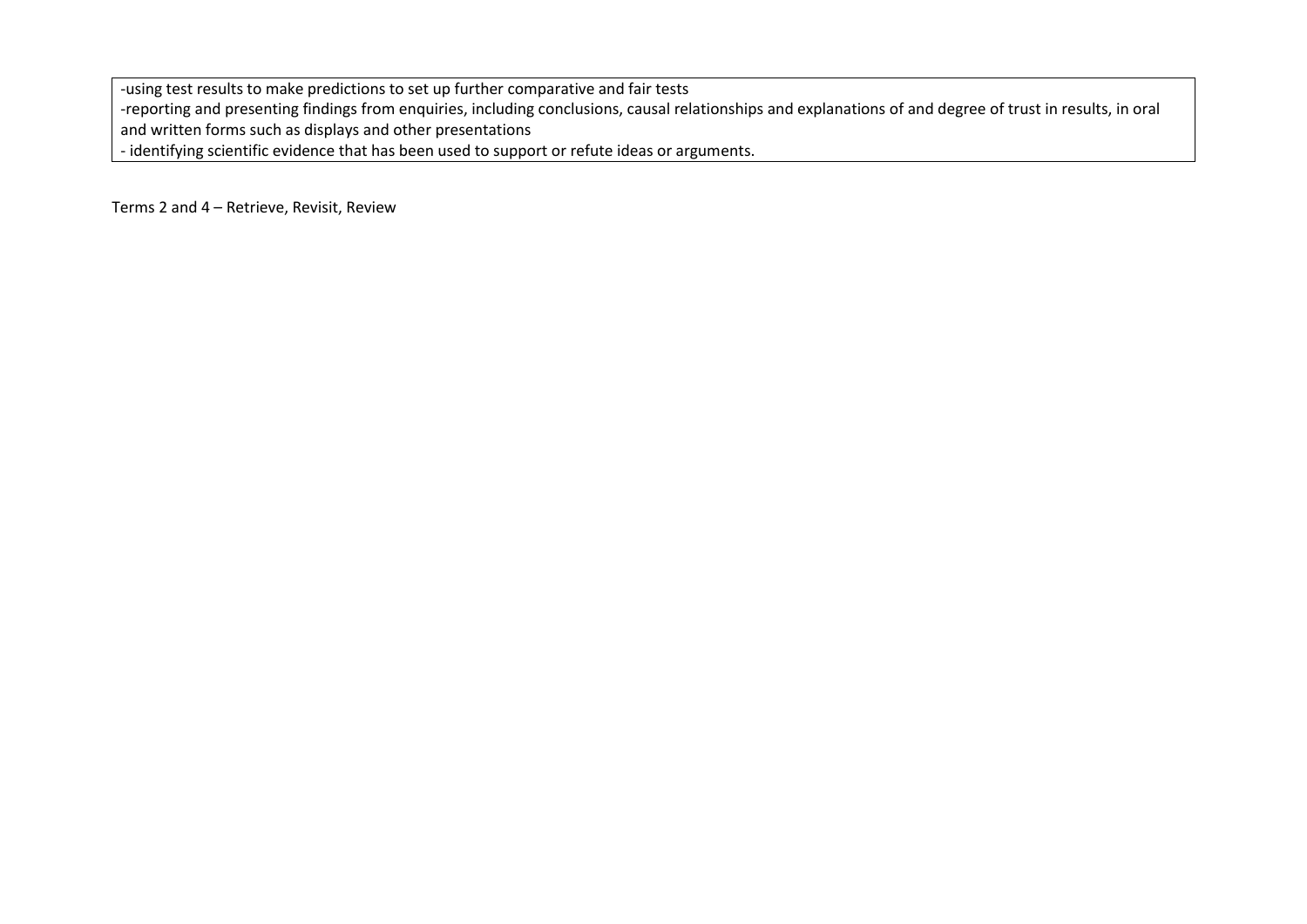| |
|---|
| -using test results to make predictions to set up further comparative and fair tests<br>-reporting and presenting findings from enquiries, including conclusions, causal relationships and explanations of and degree of trust in results, in oral and written forms such as displays and other presentations<br>- identifying scientific evidence that has been used to support or refute ideas or arguments. |

Terms 2 and 4 – Retrieve, Revisit, Review